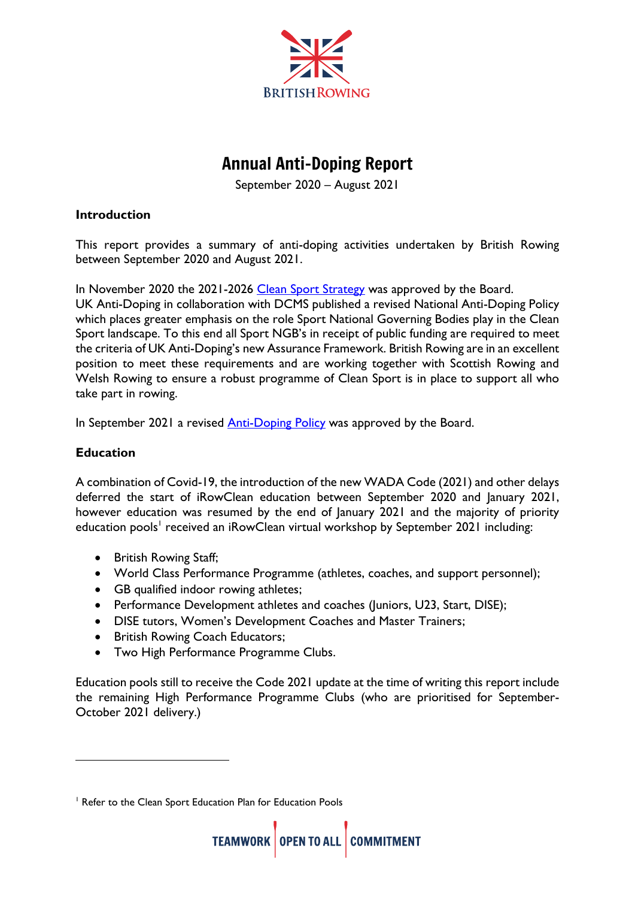BRITISH ROWING

# Annual Anti-Doping Report

September 2020 – August 2021

**Introduction**

This report provides a summary of anti-doping activities undertaken by British Rowing between September 2020 and August 2021.

In November 2020 the 2021-2026 Clean Sport Strategy was approved by the Board.
UK Anti-Doping in collaboration with DCMS published a revised National Anti-Doping Policy which places greater emphasis on the role Sport National Governing Bodies play in the Clean Sport landscape. To this end all Sport NGB's in receipt of public funding are required to meet the criteria of UK Anti-Doping's new Assurance Framework. British Rowing are in an excellent position to meet these requirements and are working together with Scottish Rowing and Welsh Rowing to ensure a robust programme of Clean Sport is in place to support all who take part in rowing.

In September 2021 a revised Anti-Doping Policy was approved by the Board.

**Education**

A combination of Covid-19, the introduction of the new WADA Code (2021) and other delays deferred the start of iRowClean education between September 2020 and January 2021, however education was resumed by the end of January 2021 and the majority of priority education pools[1] received an iRowClean virtual workshop by September 2021 including:

- British Rowing Staff;
- World Class Performance Programme (athletes, coaches, and support personnel);
- GB qualified indoor rowing athletes;
- Performance Development athletes and coaches (Juniors, U23, Start, DISE);
- DISE tutors, Women's Development Coaches and Master Trainers;
- British Rowing Coach Educators;
- Two High Performance Programme Clubs.

Education pools still to receive the Code 2021 update at the time of writing this report include the remaining High Performance Programme Clubs (who are prioritised for September-October 2021 delivery.)

[1] Refer to the Clean Sport Education Plan for Education Pools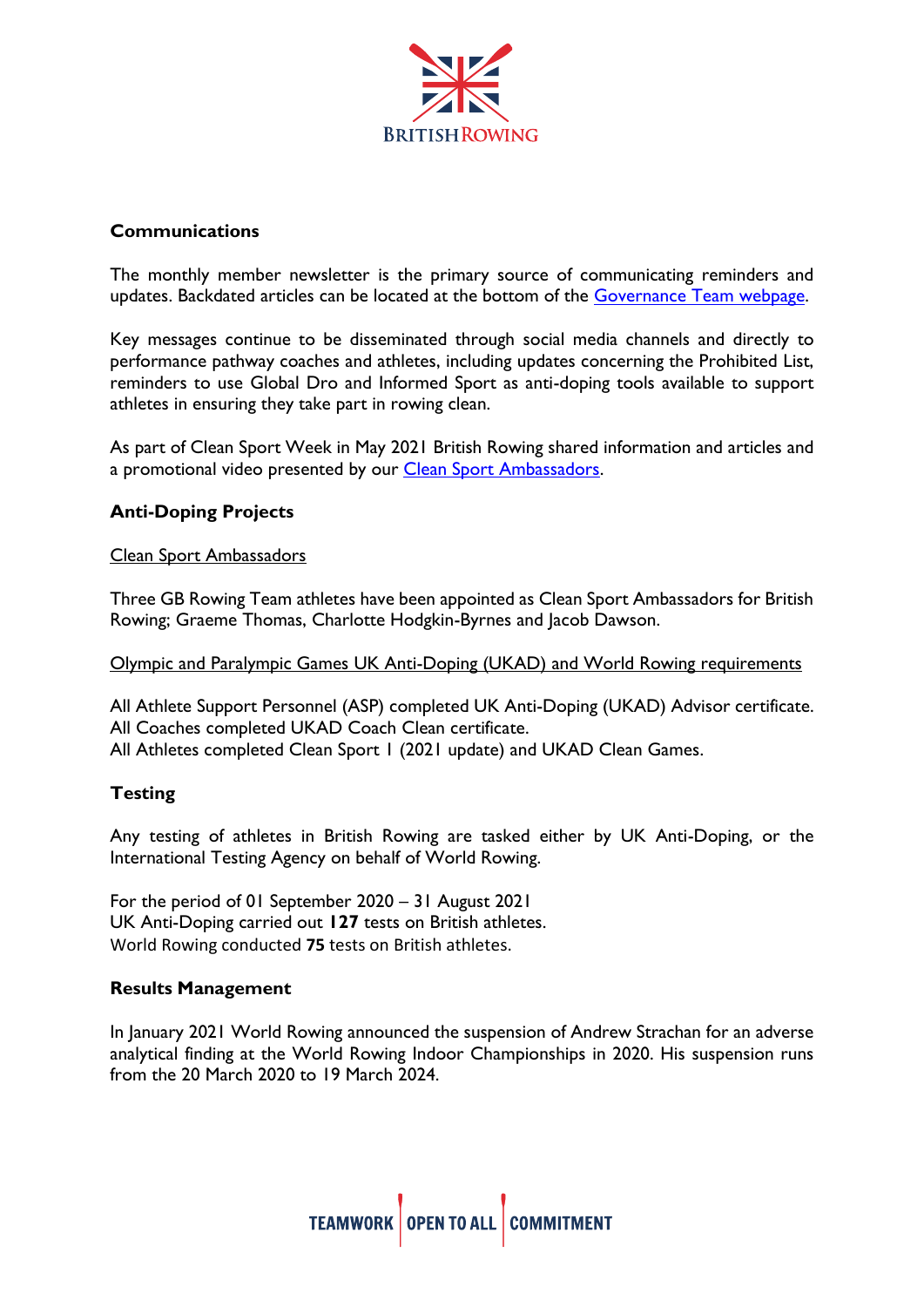## Communications

The monthly member newsletter is the primary source of communicating reminders and updates. Backdated articles can be located at the bottom of the Governance Team webpage.

Key messages continue to be disseminated through social media channels and directly to performance pathway coaches and athletes, including updates concerning the Prohibited List, reminders to use Global Dro and Informed Sport as anti-doping tools available to support athletes in ensuring they take part in rowing clean.

As part of Clean Sport Week in May 2021 British Rowing shared information and articles and a promotional video presented by our Clean Sport Ambassadors.

## Anti-Doping Projects

Clean Sport Ambassadors

Three GB Rowing Team athletes have been appointed as Clean Sport Ambassadors for British Rowing; Graeme Thomas, Charlotte Hodgkin-Byrnes and Jacob Dawson.

Olympic and Paralympic Games UK Anti-Doping (UKAD) and World Rowing requirements

All Athlete Support Personnel (ASP) completed UK Anti-Doping (UKAD) Advisor certificate.
All Coaches completed UKAD Coach Clean certificate.
All Athletes completed Clean Sport 1 (2021 update) and UKAD Clean Games.

## Testing

Any testing of athletes in British Rowing are tasked either by UK Anti-Doping, or the International Testing Agency on behalf of World Rowing.

For the period of 01 September 2020 – 31 August 2021
UK Anti-Doping carried out **127** tests on British athletes.
World Rowing conducted **75** tests on British athletes.

## Results Management

In January 2021 World Rowing announced the suspension of Andrew Strachan for an adverse analytical finding at the World Rowing Indoor Championships in 2020. His suspension runs from the 20 March 2020 to 19 March 2024.